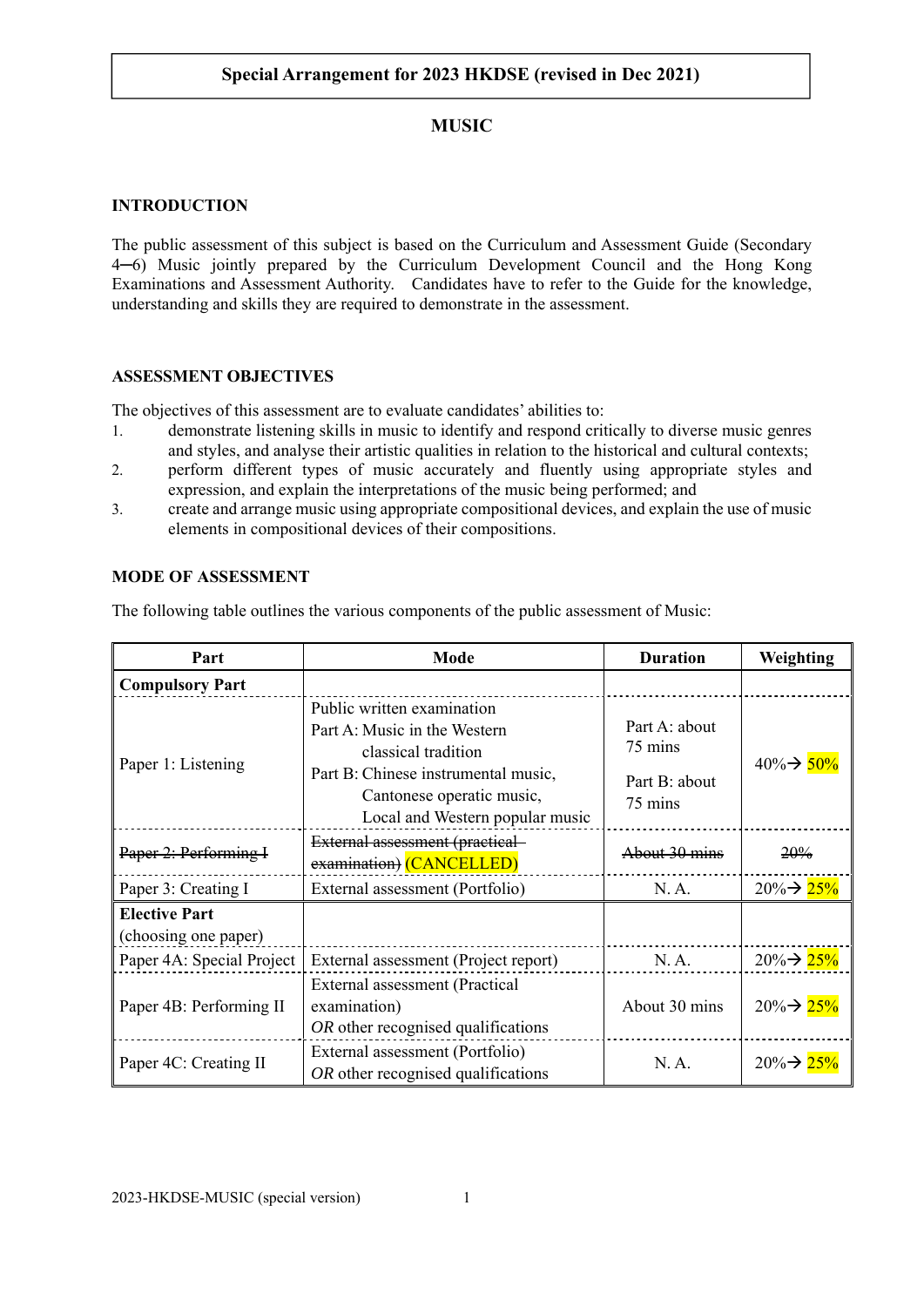**Special Arrangement for 2023 HKDSE (revised in Dec 2021)**

# MUSIC

## INTRODUCTION

The public assessment of this subject is based on the Curriculum and Assessment Guide (Secondary 4─6) Music jointly prepared by the Curriculum Development Council and the Hong Kong Examinations and Assessment Authority. Candidates have to refer to the Guide for the knowledge, understanding and skills they are required to demonstrate in the assessment.

## ASSESSMENT OBJECTIVES

The objectives of this assessment are to evaluate candidates' abilities to:

1. demonstrate listening skills in music to identify and respond critically to diverse music genres and styles, and analyse their artistic qualities in relation to the historical and cultural contexts;
2. perform different types of music accurately and fluently using appropriate styles and expression, and explain the interpretations of the music being performed; and
3. create and arrange music using appropriate compositional devices, and explain the use of music elements in compositional devices of their compositions.

## MODE OF ASSESSMENT

The following table outlines the various components of the public assessment of Music:

| Part | Mode | Duration | Weighting |
|---|---|---|---|
| **Compulsory Part** | | | |
| Paper 1: Listening | Public written examination<br>Part A: Music in the Western classical tradition<br>Part B: Chinese instrumental music, Cantonese operatic music, Local and Western popular music | Part A: about 75 mins<br>Part B: about 75 mins | 40%→ 50% |
| ~~Paper 2: Performing I~~ | ~~External assessment (practical examination)~~ (CANCELLED) | ~~About 30 mins~~ | ~~20%~~ |
| Paper 3: Creating I | External assessment (Portfolio) | N. A. | 20%→ 25% |
| **Elective Part**<br>(choosing one paper) | | | |
| Paper 4A: Special Project | External assessment (Project report) | N. A. | 20%→ 25% |
| Paper 4B: Performing II | External assessment (Practical examination)<br>*OR* other recognised qualifications | About 30 mins | 20%→ 25% |
| Paper 4C: Creating II | External assessment (Portfolio)<br>*OR* other recognised qualifications | N. A. | 20%→ 25% |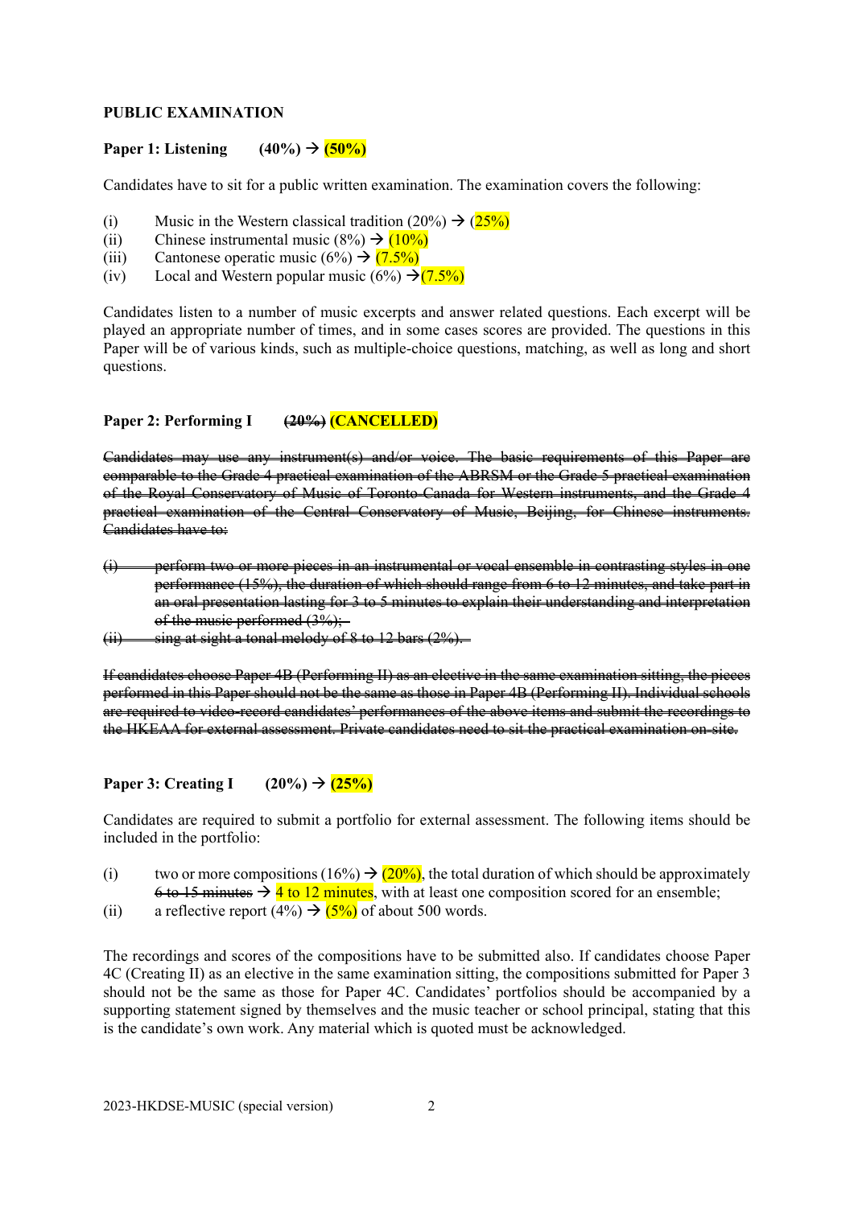**PUBLIC EXAMINATION**

**Paper 1: Listening (40%) → (50%)**

Candidates have to sit for a public written examination. The examination covers the following:

(i) Music in the Western classical tradition (20%) → (25%)
(ii) Chinese instrumental music (8%) → (10%)
(iii) Cantonese operatic music (6%) → (7.5%)
(iv) Local and Western popular music (6%) →(7.5%)

Candidates listen to a number of music excerpts and answer related questions. Each excerpt will be played an appropriate number of times, and in some cases scores are provided. The questions in this Paper will be of various kinds, such as multiple-choice questions, matching, as well as long and short questions.

**Paper 2: Performing I ~~(20%)~~ (CANCELLED)**

~~Candidates may use any instrument(s) and/or voice. The basic requirements of this Paper are comparable to the Grade 4 practical examination of the ABRSM or the Grade 5 practical examination of the Royal Conservatory of Music of Toronto Canada for Western instruments, and the Grade 4 practical examination of the Central Conservatory of Music, Beijing, for Chinese instruments. Candidates have to:~~

~~(i) perform two or more pieces in an instrumental or vocal ensemble in contrasting styles in one performance (15%), the duration of which should range from 6 to 12 minutes, and take part in an oral presentation lasting for 3 to 5 minutes to explain their understanding and interpretation of the music performed (3%);~~
~~(ii) sing at sight a tonal melody of 8 to 12 bars (2%).~~

~~If candidates choose Paper 4B (Performing II) as an elective in the same examination sitting, the pieces performed in this Paper should not be the same as those in Paper 4B (Performing II). Individual schools are required to video-record candidates' performances of the above items and submit the recordings to the HKEAA for external assessment. Private candidates need to sit the practical examination on-site.~~

**Paper 3: Creating I (20%) → (25%)**

Candidates are required to submit a portfolio for external assessment. The following items should be included in the portfolio:

(i) two or more compositions (16%) → (20%), the total duration of which should be approximately ~~6 to 15 minutes~~ → 4 to 12 minutes, with at least one composition scored for an ensemble;
(ii) a reflective report (4%) → (5%) of about 500 words.

The recordings and scores of the compositions have to be submitted also. If candidates choose Paper 4C (Creating II) as an elective in the same examination sitting, the compositions submitted for Paper 3 should not be the same as those for Paper 4C. Candidates' portfolios should be accompanied by a supporting statement signed by themselves and the music teacher or school principal, stating that this is the candidate's own work. Any material which is quoted must be acknowledged.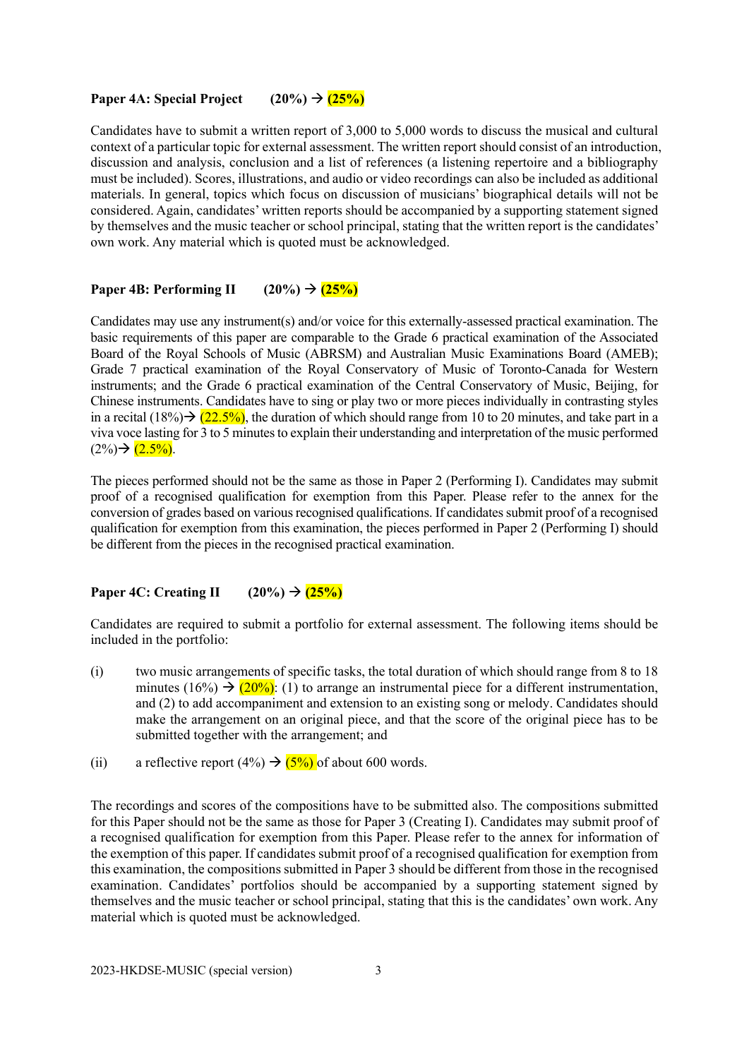**Paper 4A: Special Project (20%) → (25%)**

Candidates have to submit a written report of 3,000 to 5,000 words to discuss the musical and cultural context of a particular topic for external assessment. The written report should consist of an introduction, discussion and analysis, conclusion and a list of references (a listening repertoire and a bibliography must be included). Scores, illustrations, and audio or video recordings can also be included as additional materials. In general, topics which focus on discussion of musicians' biographical details will not be considered. Again, candidates' written reports should be accompanied by a supporting statement signed by themselves and the music teacher or school principal, stating that the written report is the candidates' own work. Any material which is quoted must be acknowledged.

**Paper 4B: Performing II (20%) → (25%)**

Candidates may use any instrument(s) and/or voice for this externally-assessed practical examination. The basic requirements of this paper are comparable to the Grade 6 practical examination of the Associated Board of the Royal Schools of Music (ABRSM) and Australian Music Examinations Board (AMEB); Grade 7 practical examination of the Royal Conservatory of Music of Toronto-Canada for Western instruments; and the Grade 6 practical examination of the Central Conservatory of Music, Beijing, for Chinese instruments. Candidates have to sing or play two or more pieces individually in contrasting styles in a recital (18%)→ (22.5%), the duration of which should range from 10 to 20 minutes, and take part in a viva voce lasting for 3 to 5 minutes to explain their understanding and interpretation of the music performed (2%)→ (2.5%).

The pieces performed should not be the same as those in Paper 2 (Performing I). Candidates may submit proof of a recognised qualification for exemption from this Paper. Please refer to the annex for the conversion of grades based on various recognised qualifications. If candidates submit proof of a recognised qualification for exemption from this examination, the pieces performed in Paper 2 (Performing I) should be different from the pieces in the recognised practical examination.

**Paper 4C: Creating II (20%) → (25%)**

Candidates are required to submit a portfolio for external assessment. The following items should be included in the portfolio:

(i) two music arrangements of specific tasks, the total duration of which should range from 8 to 18 minutes (16%) → (20%): (1) to arrange an instrumental piece for a different instrumentation, and (2) to add accompaniment and extension to an existing song or melody. Candidates should make the arrangement on an original piece, and that the score of the original piece has to be submitted together with the arrangement; and

(ii) a reflective report (4%) → (5%) of about 600 words.

The recordings and scores of the compositions have to be submitted also. The compositions submitted for this Paper should not be the same as those for Paper 3 (Creating I). Candidates may submit proof of a recognised qualification for exemption from this Paper. Please refer to the annex for information of the exemption of this paper. If candidates submit proof of a recognised qualification for exemption from this examination, the compositions submitted in Paper 3 should be different from those in the recognised examination. Candidates' portfolios should be accompanied by a supporting statement signed by themselves and the music teacher or school principal, stating that this is the candidates' own work. Any material which is quoted must be acknowledged.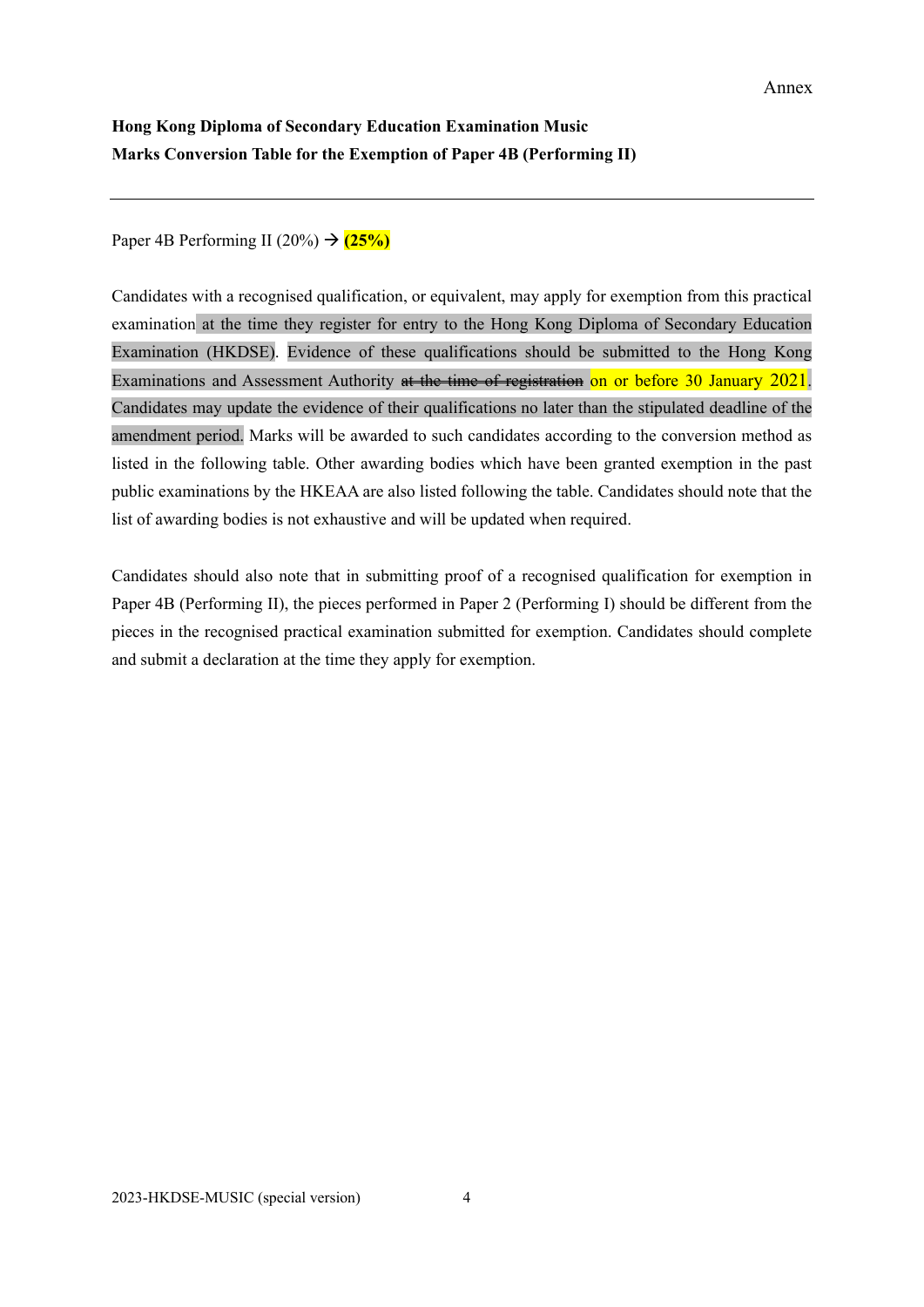Annex

**Hong Kong Diploma of Secondary Education Examination Music**
**Marks Conversion Table for the Exemption of Paper 4B (Performing II)**

---

Paper 4B Performing II (20%) → **(25%)**

Candidates with a recognised qualification, or equivalent, may apply for exemption from this practical examination at the time they register for entry to the Hong Kong Diploma of Secondary Education Examination (HKDSE). Evidence of these qualifications should be submitted to the Hong Kong Examinations and Assessment Authority ~~at the time of registration~~ on or before 30 January 2021. Candidates may update the evidence of their qualifications no later than the stipulated deadline of the amendment period. Marks will be awarded to such candidates according to the conversion method as listed in the following table. Other awarding bodies which have been granted exemption in the past public examinations by the HKEAA are also listed following the table. Candidates should note that the list of awarding bodies is not exhaustive and will be updated when required.

Candidates should also note that in submitting proof of a recognised qualification for exemption in Paper 4B (Performing II), the pieces performed in Paper 2 (Performing I) should be different from the pieces in the recognised practical examination submitted for exemption. Candidates should complete and submit a declaration at the time they apply for exemption.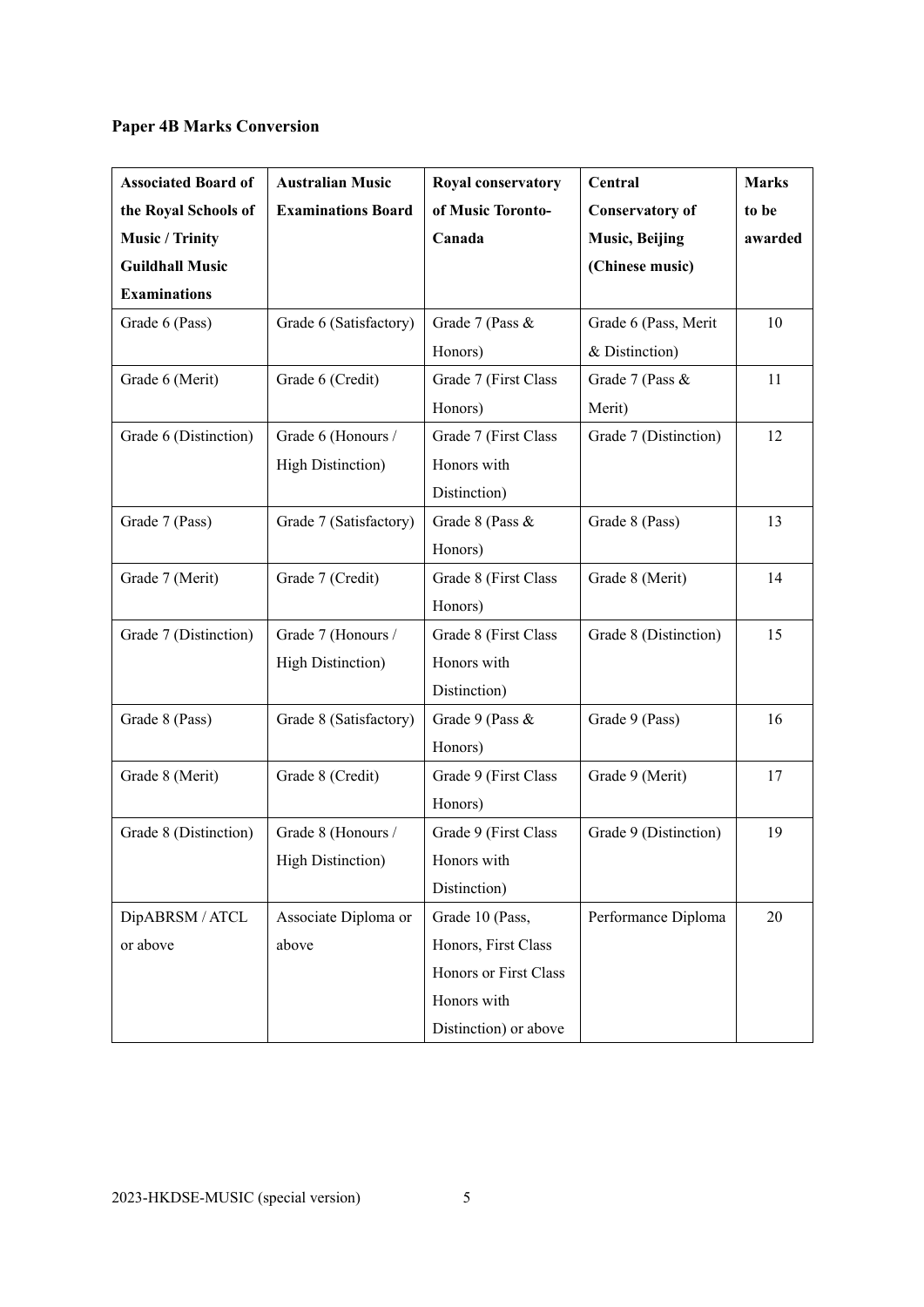**Paper 4B Marks Conversion**

| Associated Board of the Royal Schools of Music / Trinity Guildhall Music Examinations | Australian Music Examinations Board | Royal conservatory of Music Toronto-Canada | Central Conservatory of Music, Beijing (Chinese music) | Marks to be awarded |
|---|---|---|---|---|
| Grade 6 (Pass) | Grade 6 (Satisfactory) | Grade 7 (Pass & Honors) | Grade 6 (Pass, Merit & Distinction) | 10 |
| Grade 6 (Merit) | Grade 6 (Credit) | Grade 7 (First Class Honors) | Grade 7 (Pass & Merit) | 11 |
| Grade 6 (Distinction) | Grade 6 (Honours / High Distinction) | Grade 7 (First Class Honors with Distinction) | Grade 7 (Distinction) | 12 |
| Grade 7 (Pass) | Grade 7 (Satisfactory) | Grade 8 (Pass & Honors) | Grade 8 (Pass) | 13 |
| Grade 7 (Merit) | Grade 7 (Credit) | Grade 8 (First Class Honors) | Grade 8 (Merit) | 14 |
| Grade 7 (Distinction) | Grade 7 (Honours / High Distinction) | Grade 8 (First Class Honors with Distinction) | Grade 8 (Distinction) | 15 |
| Grade 8 (Pass) | Grade 8 (Satisfactory) | Grade 9 (Pass & Honors) | Grade 9 (Pass) | 16 |
| Grade 8 (Merit) | Grade 8 (Credit) | Grade 9 (First Class Honors) | Grade 9 (Merit) | 17 |
| Grade 8 (Distinction) | Grade 8 (Honours / High Distinction) | Grade 9 (First Class Honors with Distinction) | Grade 9 (Distinction) | 19 |
| DipABRSM / ATCL or above | Associate Diploma or above | Grade 10 (Pass, Honors, First Class Honors or First Class Honors with Distinction) or above | Performance Diploma | 20 |

2023-HKDSE-MUSIC (special version)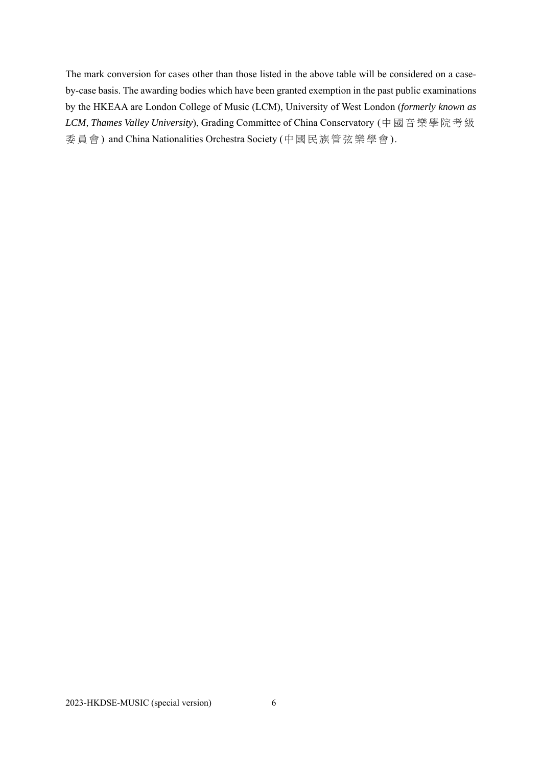The mark conversion for cases other than those listed in the above table will be considered on a case-by-case basis. The awarding bodies which have been granted exemption in the past public examinations by the HKEAA are London College of Music (LCM), University of West London (*formerly known as LCM, Thames Valley University*), Grading Committee of China Conservatory (中國音樂學院考級委員會) and China Nationalities Orchestra Society (中國民族管弦樂學會).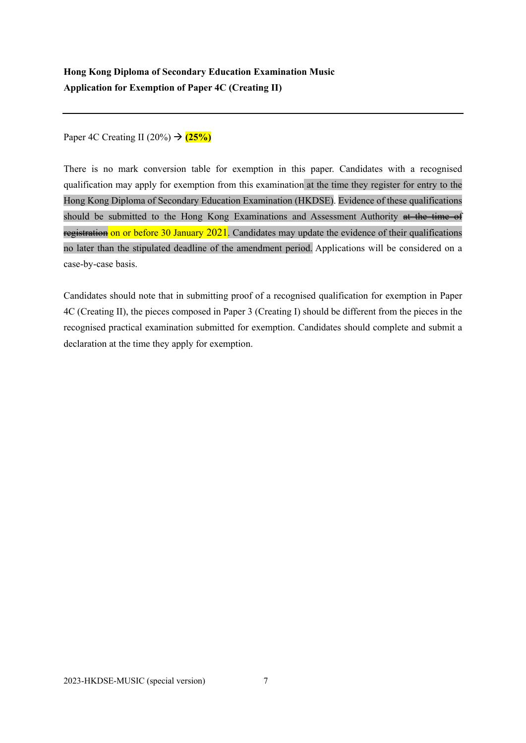**Hong Kong Diploma of Secondary Education Examination Music**
**Application for Exemption of Paper 4C (Creating II)**

---

Paper 4C Creating II (20%) → **(25%)**

There is no mark conversion table for exemption in this paper. Candidates with a recognised qualification may apply for exemption from this examination at the time they register for entry to the Hong Kong Diploma of Secondary Education Examination (HKDSE). Evidence of these qualifications should be submitted to the Hong Kong Examinations and Assessment Authority ~~at the time of registration~~ on or before 30 January 2021. Candidates may update the evidence of their qualifications no later than the stipulated deadline of the amendment period. Applications will be considered on a case-by-case basis.

Candidates should note that in submitting proof of a recognised qualification for exemption in Paper 4C (Creating II), the pieces composed in Paper 3 (Creating I) should be different from the pieces in the recognised practical examination submitted for exemption. Candidates should complete and submit a declaration at the time they apply for exemption.